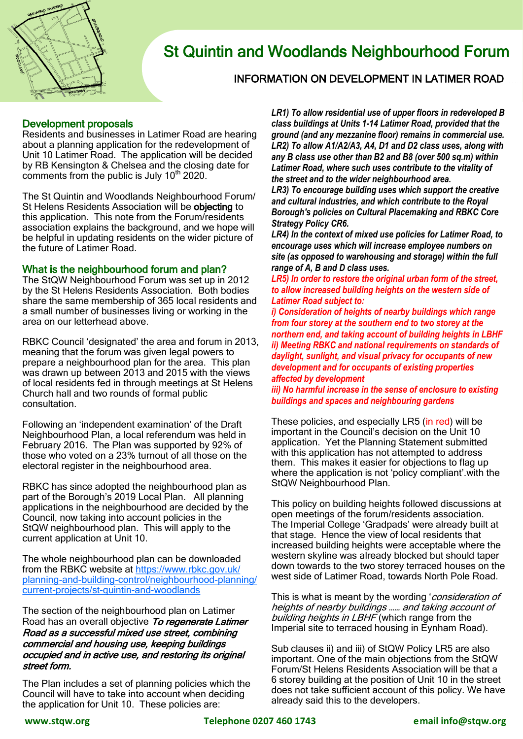# St Quintin and Woodlands Neighbourhood Forum

## INFORMATION ON DEVELOPMENT IN LATIMER ROAD

### Development proposals

Residents and businesses in Latimer Road are hearing about a planning application for the redevelopment of Unit 10 Latimer Road. The application will be decided by RB Kensington & Chelsea and the closing date for comments from the public is July 10th 2020.

The St Quintin and Woodlands Neighbourhood Forum/ St Helens Residents Association will be **objecting** to this application. This note from the Forum/residents association explains the background, and we hope will be helpful in updating residents on the wider picture of the future of Latimer Road.

### What is the neighbourhood forum and plan?

The StQW Neighbourhood Forum was set up in 2012 by the St Helens Residents Association. Both bodies share the same membership of 365 local residents and a small number of businesses living or working in the area on our letterhead above.

RBKC Council 'designated' the area and forum in 2013, meaning that the forum was given legal powers to prepare a neighbourhood plan for the area. This plan was drawn up between 2013 and 2015 with the views of local residents fed in through meetings at St Helens Church hall and two rounds of formal public consultation.

Following an 'independent examination' of the Draft Neighbourhood Plan, a local referendum was held in February 2016. The Plan was supported by 92% of those who voted on a 23% turnout of all those on the electoral register in the neighbourhood area.

RBKC has since adopted the neighbourhood plan as part of the Borough's 2019 Local Plan. All planning applications in the neighbourhood are decided by the Council, now taking into account policies in the StQW neighbourhood plan. This will apply to the current application at Unit 10.

The whole neighbourhood plan can be downloaded from the RBKC website at https://www.rbkc.gov.uk/planning-and-building-control/neighbourhood-planning/current-projects/st-quintin-and-woodlands

The section of the neighbourhood plan on Latimer Road has an overall objective ***To regenerate Latimer Road as a successful mixed use street, combining commercial and housing use, keeping buildings occupied and in active use, and restoring its original street form.***

The Plan includes a set of planning policies which the Council will have to take into account when deciding the application for Unit 10. These policies are:

***LR1) To allow residential use of upper floors in redeveloped B class buildings at Units 1-14 Latimer Road, provided that the ground (and any mezzanine floor) remains in commercial use.***

***LR2) To allow A1/A2/A3, A4, D1 and D2 class uses, along with any B class use other than B2 and B8 (over 500 sq.m) within Latimer Road, where such uses contribute to the vitality of the street and to the wider neighbourhood area.***

***LR3) To encourage building uses which support the creative and cultural industries, and which contribute to the Royal Borough's policies on Cultural Placemaking and RBKC Core Strategy Policy CR6.***

***LR4) In the context of mixed use policies for Latimer Road, to encourage uses which will increase employee numbers on site (as opposed to warehousing and storage) within the full range of A, B and D class uses.***

***LR5) In order to restore the original urban form of the street, to allow increased building heights on the western side of Latimer Road subject to:***

***i) Consideration of heights of nearby buildings which range from four storey at the southern end to two storey at the northern end, and taking account of building heights in LBHF***

***ii) Meeting RBKC and national requirements on standards of daylight, sunlight, and visual privacy for occupants of new development and for occupants of existing properties affected by development***

***iii) No harmful increase in the sense of enclosure to existing buildings and spaces and neighbouring gardens***

These policies, and especially LR5 (in red) will be important in the Council's decision on the Unit 10 application. Yet the Planning Statement submitted with this application has not attempted to address them. This makes it easier for objections to flag up where the application is not 'policy compliant'.with the StQW Neighbourhood Plan.

This policy on building heights followed discussions at open meetings of the forum/residents association. The Imperial College 'Gradpads' were already built at that stage. Hence the view of local residents that increased building heights were acceptable where the western skyline was already blocked but should taper down towards to the two storey terraced houses on the west side of Latimer Road, towards North Pole Road.

This is what is meant by the wording '*consideration of heights of nearby buildings …… and taking account of building heights in LBHF* (which range from the Imperial site to terraced housing in Eynham Road).

Sub clauses ii) and iii) of StQW Policy LR5 are also important. One of the main objections from the StQW Forum/St Helens Residents Association will be that a 6 storey building at the position of Unit 10 in the street does not take sufficient account of this policy. We have already said this to the developers.

**www.stqw.org** **Telephone 0207 460 1743** **email info@stqw.org**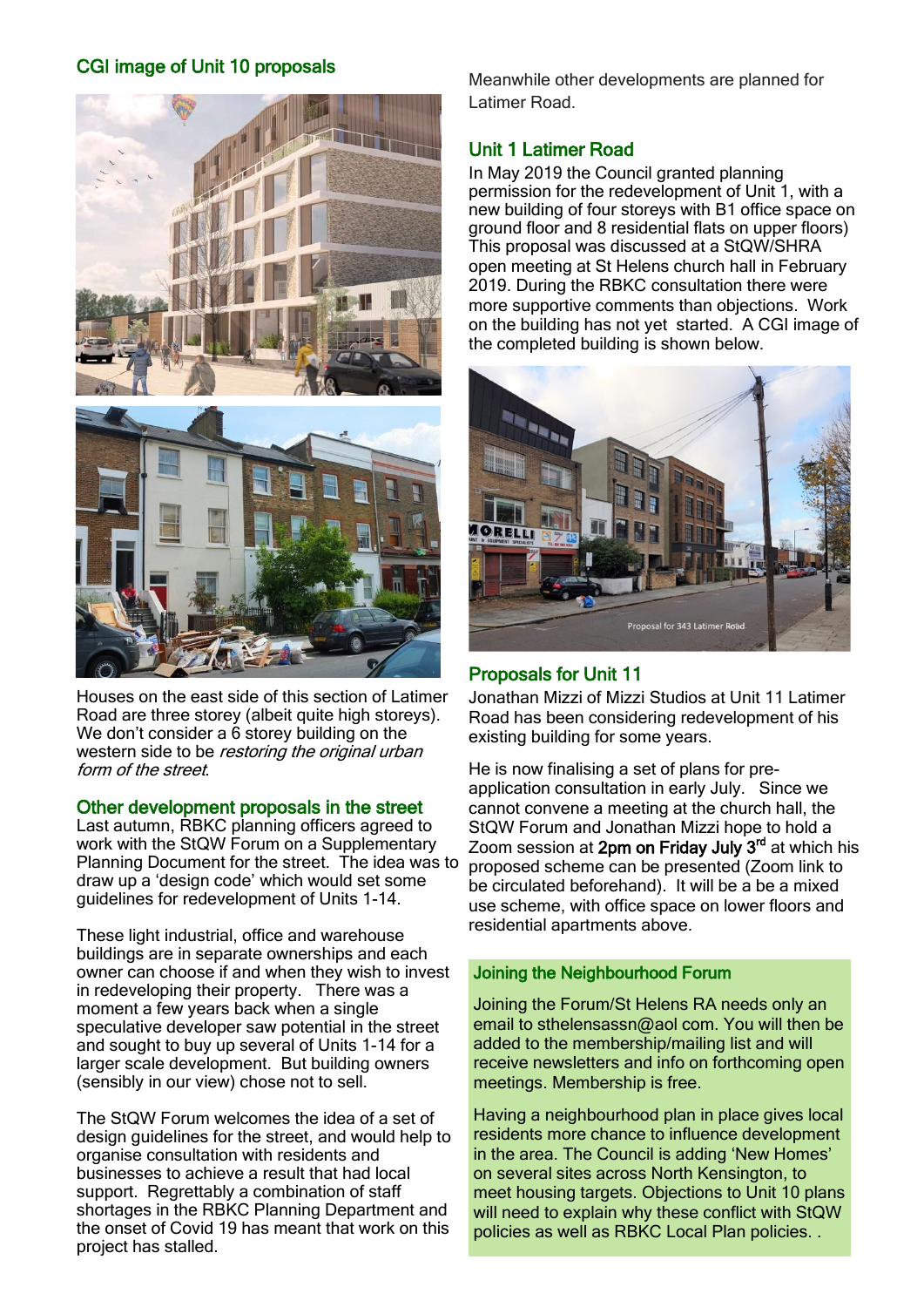### CGI image of Unit 10 proposals

Houses on the east side of this section of Latimer Road are three storey (albeit quite high storeys). We don't consider a 6 storey building on the western side to be *restoring the original urban form of the street*.

### Other development proposals in the street

Last autumn, RBKC planning officers agreed to work with the StQW Forum on a Supplementary Planning Document for the street. The idea was to draw up a 'design code' which would set some guidelines for redevelopment of Units 1-14.

These light industrial, office and warehouse buildings are in separate ownerships and each owner can choose if and when they wish to invest in redeveloping their property. There was a moment a few years back when a single speculative developer saw potential in the street and sought to buy up several of Units 1-14 for a larger scale development. But building owners (sensibly in our view) chose not to sell.

The StQW Forum welcomes the idea of a set of design guidelines for the street, and would help to organise consultation with residents and businesses to achieve a result that had local support. Regrettably a combination of staff shortages in the RBKC Planning Department and the onset of Covid 19 has meant that work on this project has stalled.

Meanwhile other developments are planned for Latimer Road.

### Unit 1 Latimer Road

In May 2019 the Council granted planning permission for the redevelopment of Unit 1, with a new building of four storeys with B1 office space on ground floor and 8 residential flats on upper floors) This proposal was discussed at a StQW/SHRA open meeting at St Helens church hall in February 2019. During the RBKC consultation there were more supportive comments than objections. Work on the building has not yet started. A CGI image of the completed building is shown below.

Proposal for 343 Latimer Road

### Proposals for Unit 11

Jonathan Mizzi of Mizzi Studios at Unit 11 Latimer Road has been considering redevelopment of his existing building for some years.

He is now finalising a set of plans for pre-application consultation in early July. Since we cannot convene a meeting at the church hall, the StQW Forum and Jonathan Mizzi hope to hold a Zoom session at **2pm on Friday July 3rd** at which his proposed scheme can be presented (Zoom link to be circulated beforehand). It will be a be a mixed use scheme, with office space on lower floors and residential apartments above.

### Joining the Neighbourhood Forum

Joining the Forum/St Helens RA needs only an email to sthelensassn@aol com. You will then be added to the membership/mailing list and will receive newsletters and info on forthcoming open meetings. Membership is free.

Having a neighbourhood plan in place gives local residents more chance to influence development in the area. The Council is adding 'New Homes' on several sites across North Kensington, to meet housing targets. Objections to Unit 10 plans will need to explain why these conflict with StQW policies as well as RBKC Local Plan policies. .